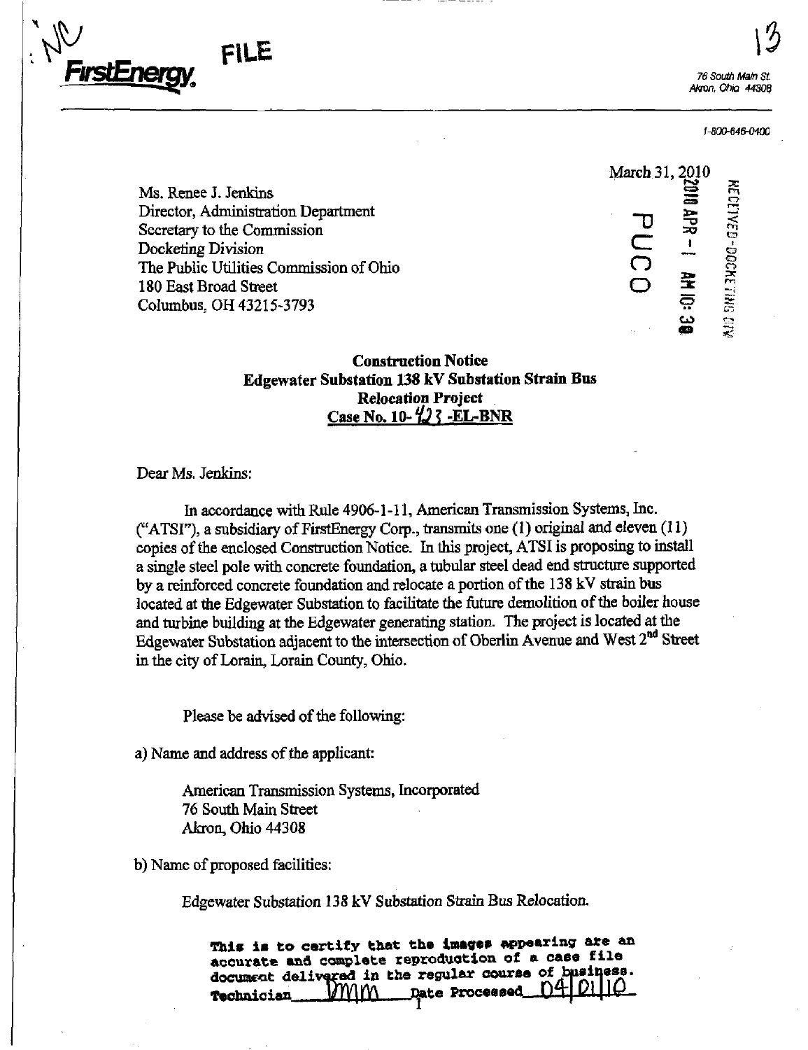NC

**FirstEnergy.** FILE

13

76 South Main St.
Akron, Ohio 44308

1-800-646-0400

March 31, 2010

RECEIVED-DOCKETING DIV
2010 APR -1 AM 10: 38
PUCO

Ms. Renee J. Jenkins
Director, Administration Department
Secretary to the Commission
Docketing Division
The Public Utilities Commission of Ohio
180 East Broad Street
Columbus, OH 43215-3793

**Construction Notice**
**Edgewater Substation 138 kV Substation Strain Bus**
**Relocation Project**
**Case No. 10-423 -EL-BNR**

Dear Ms. Jenkins:

In accordance with Rule 4906-1-11, American Transmission Systems, Inc. ("ATSI"), a subsidiary of FirstEnergy Corp., transmits one (1) original and eleven (11) copies of the enclosed Construction Notice. In this project, ATSI is proposing to install a single steel pole with concrete foundation, a tubular steel dead end structure supported by a reinforced concrete foundation and relocate a portion of the 138 kV strain bus located at the Edgewater Substation to facilitate the future demolition of the boiler house and turbine building at the Edgewater generating station. The project is located at the Edgewater Substation adjacent to the intersection of Oberlin Avenue and West 2nd Street in the city of Lorain, Lorain County, Ohio.

Please be advised of the following:

a) Name and address of the applicant:

American Transmission Systems, Incorporated
76 South Main Street
Akron, Ohio 44308

b) Name of proposed facilities:

Edgewater Substation 138 kV Substation Strain Bus Relocation.

This is to certify that the images appearing are an accurate and complete reproduction of a case file document delivered in the regular course of business.
Technician DMM Date Processed 04/01/10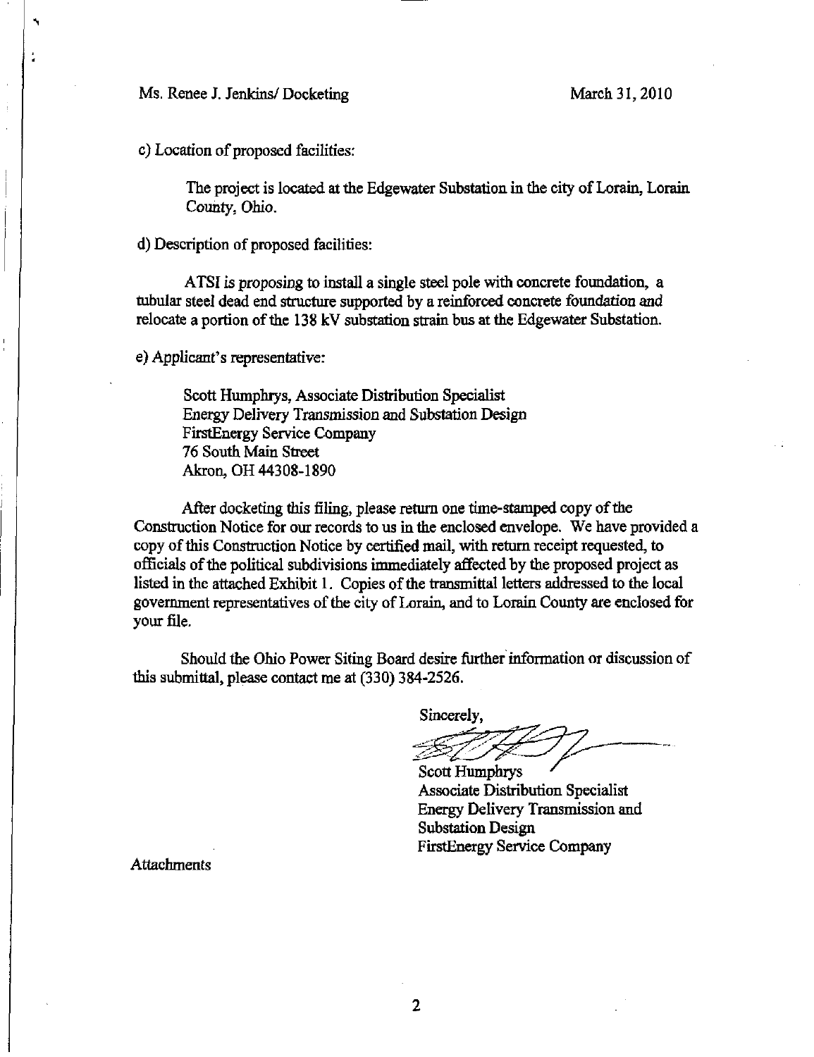Ms. Renee J. Jenkins/ Docketing March 31, 2010

c) Location of proposed facilities:

The project is located at the Edgewater Substation in the city of Lorain, Lorain County, Ohio.

d) Description of proposed facilities:

ATSI is proposing to install a single steel pole with concrete foundation, a tubular steel dead end structure supported by a reinforced concrete foundation and relocate a portion of the 138 kV substation strain bus at the Edgewater Substation.

e) Applicant's representative:

Scott Humphrys, Associate Distribution Specialist
Energy Delivery Transmission and Substation Design
FirstEnergy Service Company
76 South Main Street
Akron, OH 44308-1890

After docketing this filing, please return one time-stamped copy of the Construction Notice for our records to us in the enclosed envelope. We have provided a copy of this Construction Notice by certified mail, with return receipt requested, to officials of the political subdivisions immediately affected by the proposed project as listed in the attached Exhibit 1. Copies of the transmittal letters addressed to the local government representatives of the city of Lorain, and to Lorain County are enclosed for your file.

Should the Ohio Power Siting Board desire further information or discussion of this submittal, please contact me at (330) 384-2526.

Sincerely,

Scott Humphrys
Associate Distribution Specialist
Energy Delivery Transmission and
Substation Design
FirstEnergy Service Company

Attachments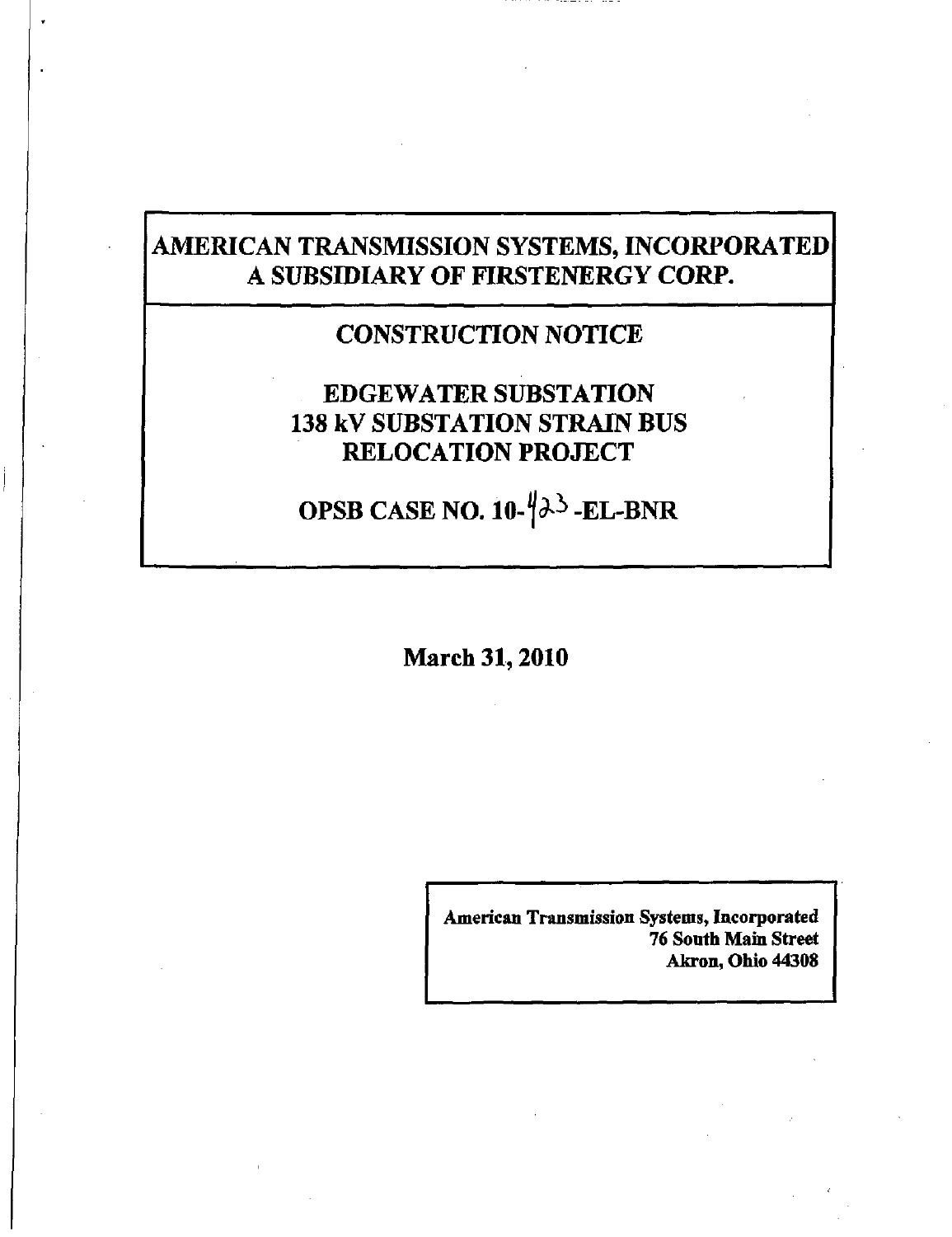# AMERICAN TRANSMISSION SYSTEMS, INCORPORATED
# A SUBSIDIARY OF FIRSTENERGY CORP.

## CONSTRUCTION NOTICE

## EDGEWATER SUBSTATION
## 138 kV SUBSTATION STRAIN BUS
## RELOCATION PROJECT

## OPSB CASE NO. 10-423-EL-BNR

**March 31, 2010**

**American Transmission Systems, Incorporated**
**76 South Main Street**
**Akron, Ohio 44308**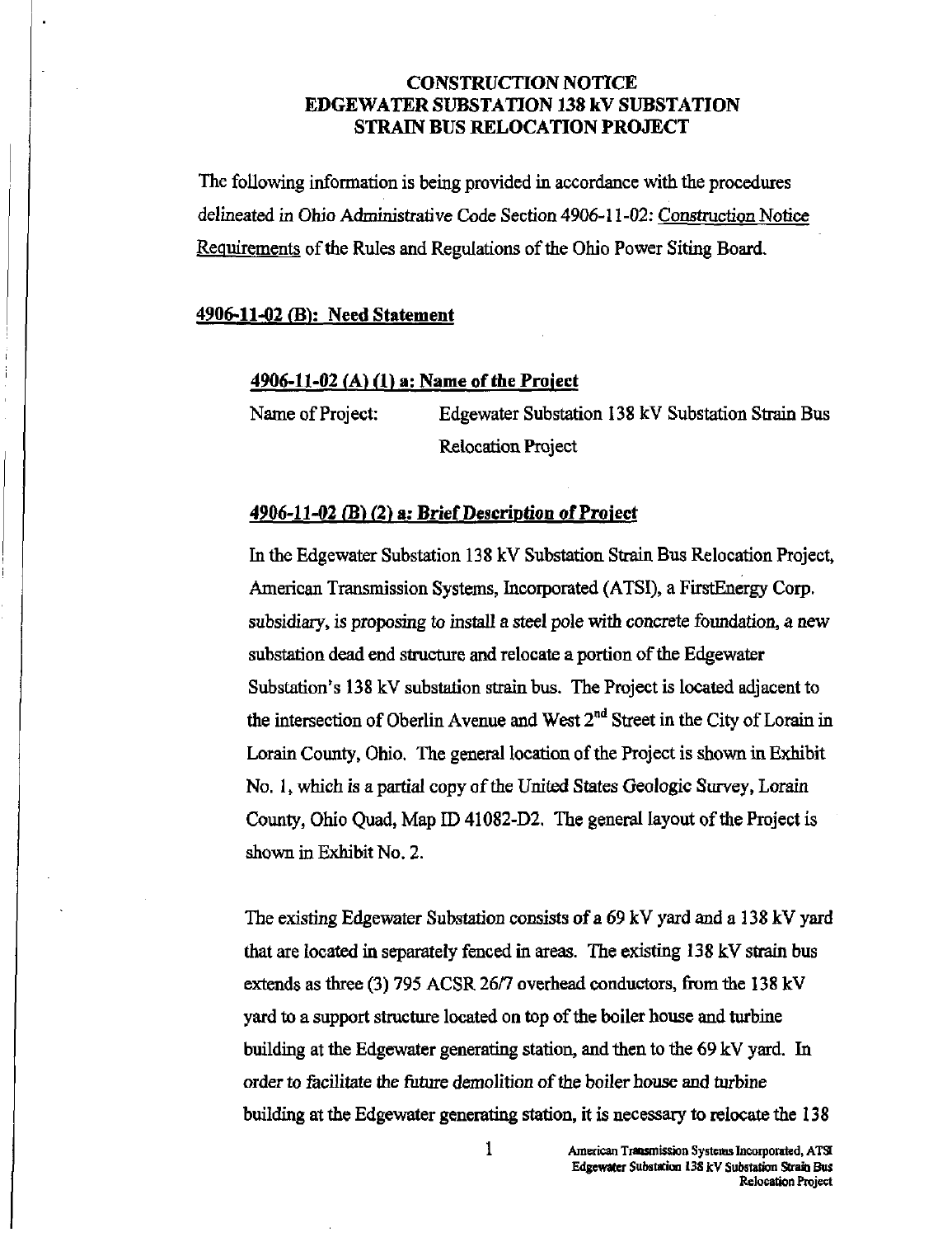## CONSTRUCTION NOTICE
## EDGEWATER SUBSTATION 138 kV SUBSTATION
## STRAIN BUS RELOCATION PROJECT

The following information is being provided in accordance with the procedures delineated in Ohio Administrative Code Section 4906-11-02: Construction Notice Requirements of the Rules and Regulations of the Ohio Power Siting Board.

### 4906-11-02 (B): Need Statement

#### 4906-11-02 (A) (1) a: Name of the Project

Name of Project: Edgewater Substation 138 kV Substation Strain Bus Relocation Project

#### *4906-11-02 (B) (2) a: Brief Description of Project*

In the Edgewater Substation 138 kV Substation Strain Bus Relocation Project, American Transmission Systems, Incorporated (ATSI), a FirstEnergy Corp. subsidiary, is proposing to install a steel pole with concrete foundation, a new substation dead end structure and relocate a portion of the Edgewater Substation's 138 kV substation strain bus. The Project is located adjacent to the intersection of Oberlin Avenue and West 2nd Street in the City of Lorain in Lorain County, Ohio. The general location of the Project is shown in Exhibit No. 1, which is a partial copy of the United States Geologic Survey, Lorain County, Ohio Quad, Map ID 41082-D2. The general layout of the Project is shown in Exhibit No. 2.

The existing Edgewater Substation consists of a 69 kV yard and a 138 kV yard that are located in separately fenced in areas. The existing 138 kV strain bus extends as three (3) 795 ACSR 26/7 overhead conductors, from the 138 kV yard to a support structure located on top of the boiler house and turbine building at the Edgewater generating station, and then to the 69 kV yard. In order to facilitate the future demolition of the boiler house and turbine building at the Edgewater generating station, it is necessary to relocate the 138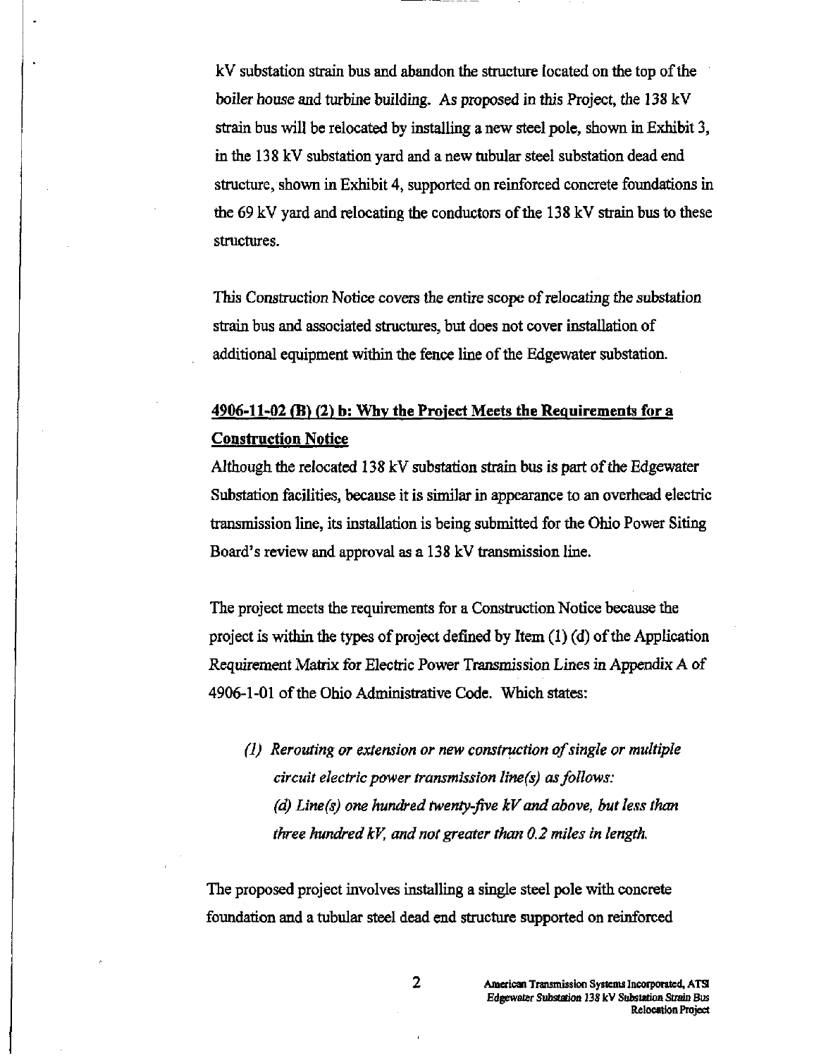kV substation strain bus and abandon the structure located on the top of the boiler house and turbine building. As proposed in this Project, the 138 kV strain bus will be relocated by installing a new steel pole, shown in Exhibit 3, in the 138 kV substation yard and a new tubular steel substation dead end structure, shown in Exhibit 4, supported on reinforced concrete foundations in the 69 kV yard and relocating the conductors of the 138 kV strain bus to these structures.

This Construction Notice covers the entire scope of relocating the substation strain bus and associated structures, but does not cover installation of additional equipment within the fence line of the Edgewater substation.

## 4906-11-02 (B) (2) b: Why the Project Meets the Requirements for a Construction Notice

Although the relocated 138 kV substation strain bus is part of the Edgewater Substation facilities, because it is similar in appearance to an overhead electric transmission line, its installation is being submitted for the Ohio Power Siting Board's review and approval as a 138 kV transmission line.

The project meets the requirements for a Construction Notice because the project is within the types of project defined by Item (1) (d) of the Application Requirement Matrix for Electric Power Transmission Lines in Appendix A of 4906-1-01 of the Ohio Administrative Code. Which states:

> *(1) Rerouting or extension or new construction of single or multiple circuit electric power transmission line(s) as follows:*
> *(d) Line(s) one hundred twenty-five kV and above, but less than three hundred kV, and not greater than 0.2 miles in length.*

The proposed project involves installing a single steel pole with concrete foundation and a tubular steel dead end structure supported on reinforced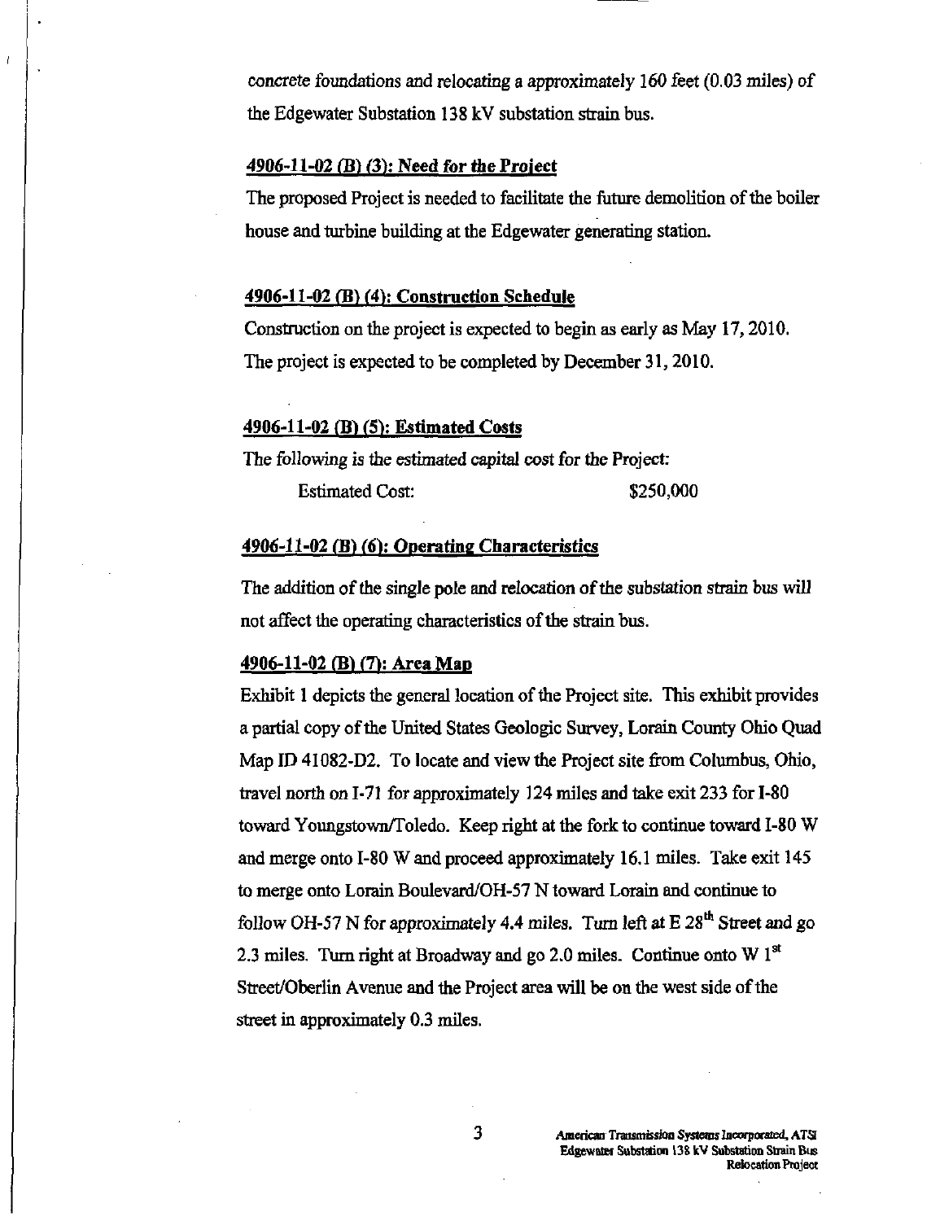concrete foundations and relocating a approximately 160 feet (0.03 miles) of the Edgewater Substation 138 kV substation strain bus.

**4906-11-02 (B) (3): Need for the Project**

The proposed Project is needed to facilitate the future demolition of the boiler house and turbine building at the Edgewater generating station.

**4906-11-02 (B) (4): Construction Schedule**

Construction on the project is expected to begin as early as May 17, 2010. The project is expected to be completed by December 31, 2010.

**4906-11-02 (B) (5): Estimated Costs**

The following is the estimated capital cost for the Project:

Estimated Cost: $250,000

**4906-11-02 (B) (6): Operating Characteristics**

The addition of the single pole and relocation of the substation strain bus will not affect the operating characteristics of the strain bus.

**4906-11-02 (B) (7): Area Map**

Exhibit 1 depicts the general location of the Project site. This exhibit provides a partial copy of the United States Geologic Survey, Lorain County Ohio Quad Map ID 41082-D2. To locate and view the Project site from Columbus, Ohio, travel north on I-71 for approximately 124 miles and take exit 233 for I-80 toward Youngstown/Toledo. Keep right at the fork to continue toward I-80 W and merge onto I-80 W and proceed approximately 16.1 miles. Take exit 145 to merge onto Lorain Boulevard/OH-57 N toward Lorain and continue to follow OH-57 N for approximately 4.4 miles. Turn left at E 28th Street and go 2.3 miles. Turn right at Broadway and go 2.0 miles. Continue onto W 1st Street/Oberlin Avenue and the Project area will be on the west side of the street in approximately 0.3 miles.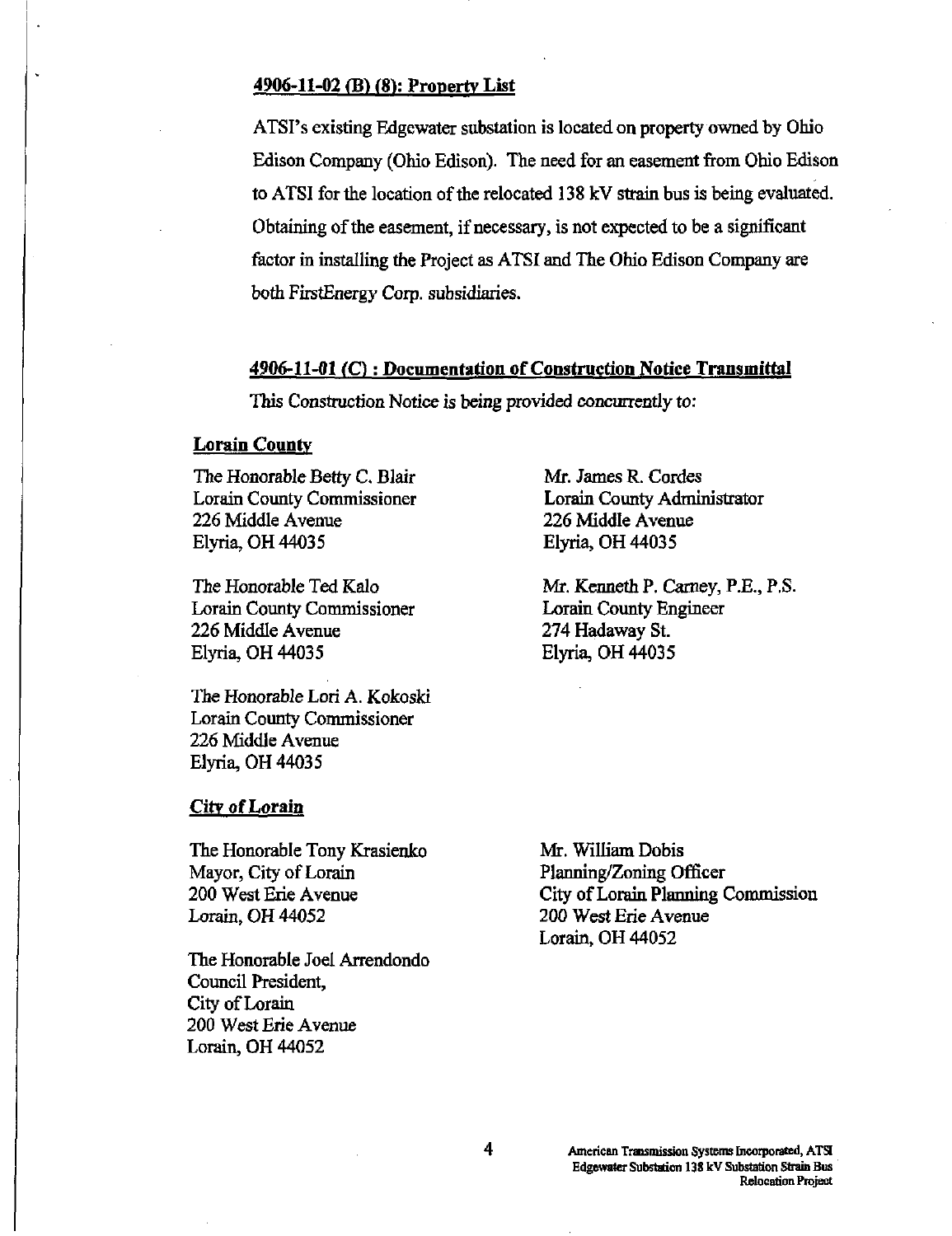**4906-11-02 (B) (8): Property List**

ATSI's existing Edgewater substation is located on property owned by Ohio Edison Company (Ohio Edison). The need for an easement from Ohio Edison to ATSI for the location of the relocated 138 kV strain bus is being evaluated. Obtaining of the easement, if necessary, is not expected to be a significant factor in installing the Project as ATSI and The Ohio Edison Company are both FirstEnergy Corp. subsidiaries.

**4906-11-01 (C) : Documentation of Construction Notice Transmittal**

This Construction Notice is being provided concurrently to:

**Lorain County**

The Honorable Betty C. Blair
Lorain County Commissioner
226 Middle Avenue
Elyria, OH 44035

The Honorable Ted Kalo
Lorain County Commissioner
226 Middle Avenue
Elyria, OH 44035

The Honorable Lori A. Kokoski
Lorain County Commissioner
226 Middle Avenue
Elyria, OH 44035

Mr. James R. Cordes
Lorain County Administrator
226 Middle Avenue
Elyria, OH 44035

Mr. Kenneth P. Carney, P.E., P.S.
Lorain County Engineer
274 Hadaway St.
Elyria, OH 44035

**City of Lorain**

The Honorable Tony Krasienko
Mayor, City of Lorain
200 West Erie Avenue
Lorain, OH 44052

The Honorable Joel Arrendondo
Council President,
City of Lorain
200 West Erie Avenue
Lorain, OH 44052

Mr. William Dobis
Planning/Zoning Officer
City of Lorain Planning Commission
200 West Erie Avenue
Lorain, OH 44052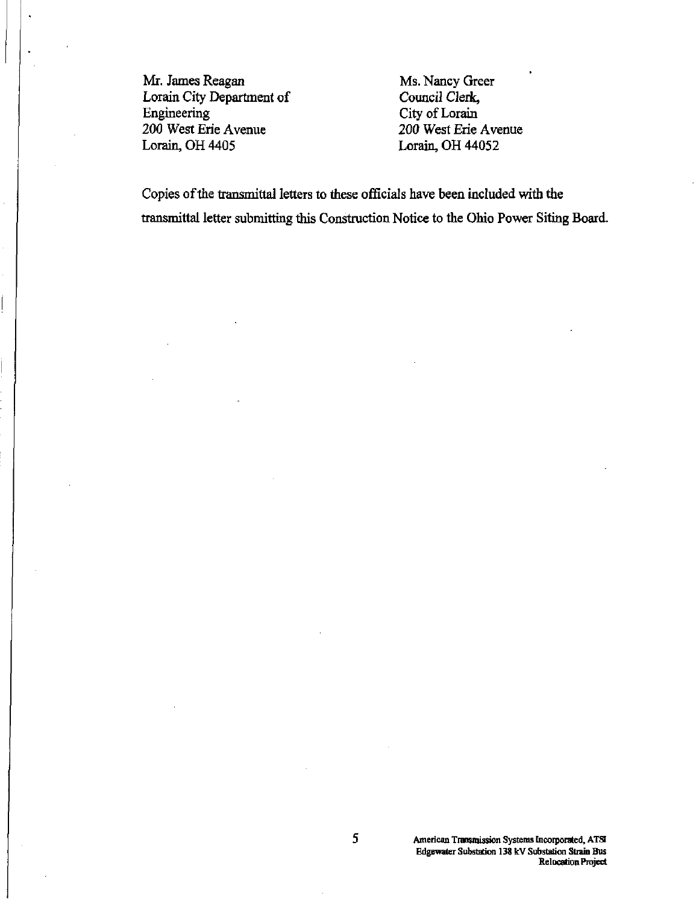Mr. James Reagan
Lorain City Department of
Engineering
200 West Erie Avenue
Lorain, OH 4405

Ms. Nancy Greer
Council Clerk,
City of Lorain
200 West Erie Avenue
Lorain, OH 44052

Copies of the transmittal letters to these officials have been included with the transmittal letter submitting this Construction Notice to the Ohio Power Siting Board.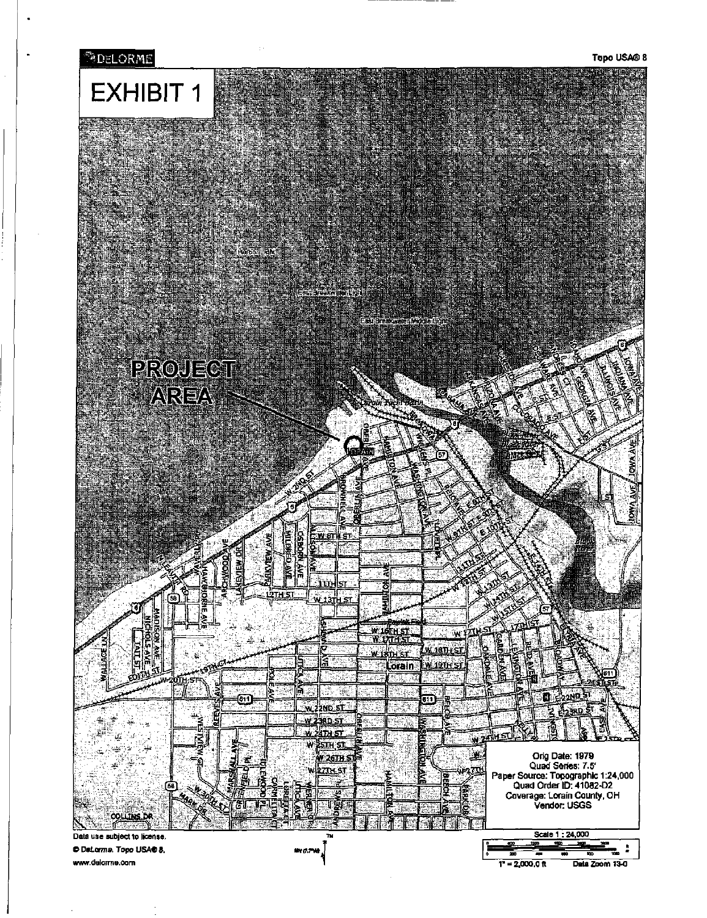DELORME

Topo USA® 8

# EXHIBIT 1

PROJECT AREA

Orig Date: 1979
Quad Series: 7.5'
Paper Source: Topographic 1:24,000
Quad Order ID: 41082-D2
Coverage: Lorain County, OH
Vendor: USGS

Data use subject to license.
© DeLorme. Topo USA® 8.
www.delorme.com

Scale 1 : 24,000

1" = 2,000.0 ft    Data Zoom 13-0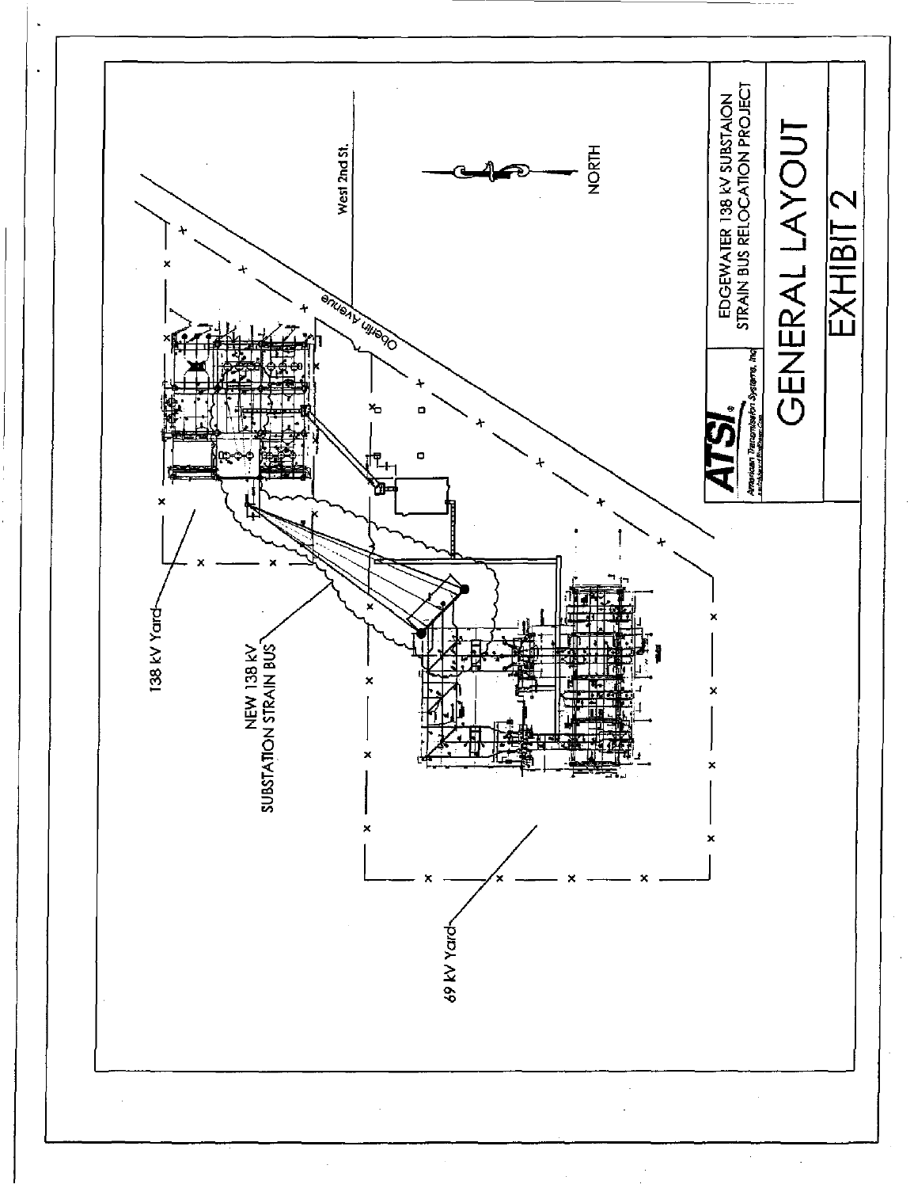138 kV Yard

NEW 138 kV
SUBSTATION STRAIN BUS

69 kV Yard

Oberlin Avenue

West 2nd St.

NORTH

**ATSI** American Transmission Systems, Inc.

EDGEWATER 138 kV SUBSTAION
STRAIN BUS RELOCATION PROJECT

# GENERAL LAYOUT

# EXHIBIT 2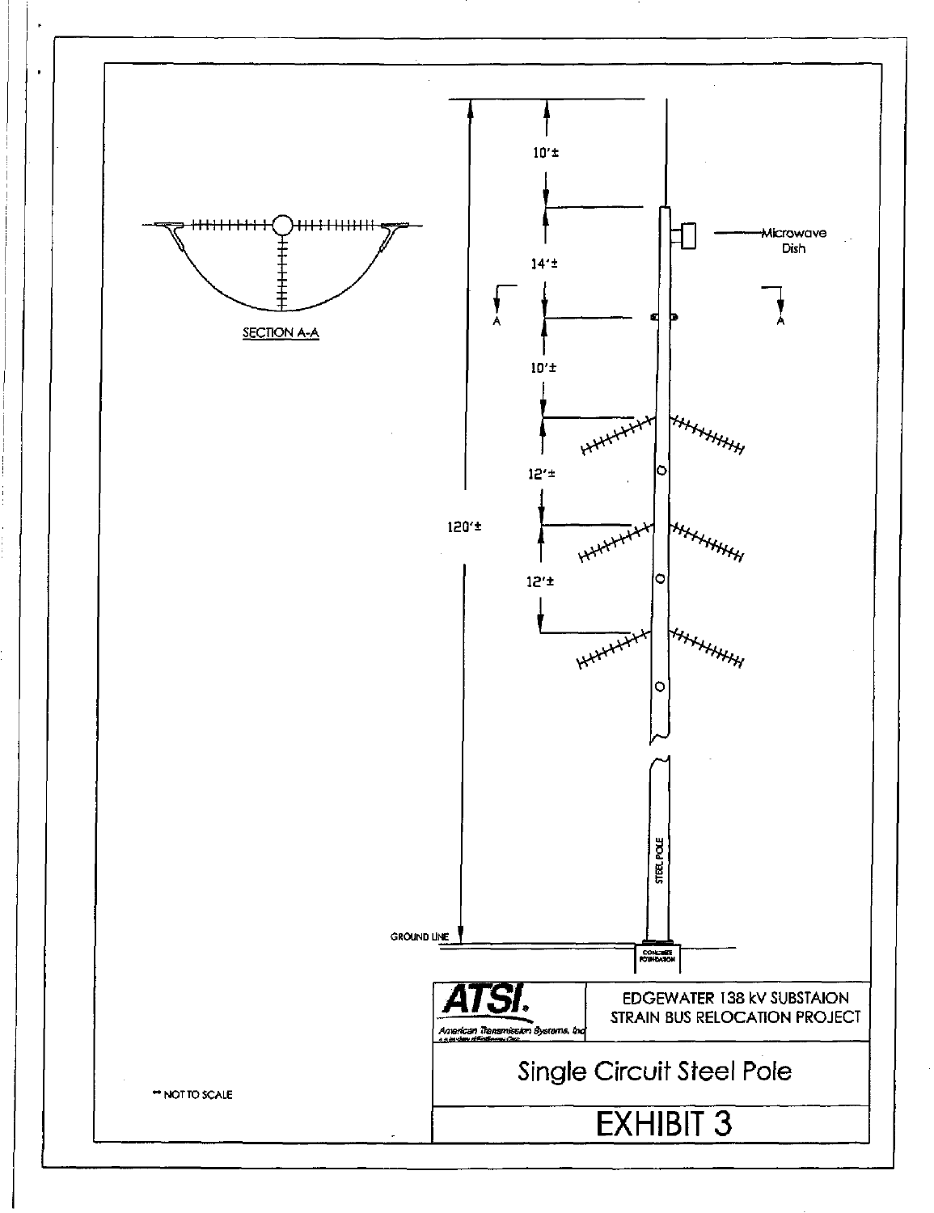SECTION A-A

10'±

14'±

10'±

12'±

12'±

120'±

Microwave Dish

STEEL POLE

GROUND LINE

CONCRETE FOUNDATION

ATSI.

American Transmission Systems, Inc

EDGEWATER 138 kV SUBSTAION STRAIN BUS RELOCATION PROJECT

Single Circuit Steel Pole

EXHIBIT 3

** NOT TO SCALE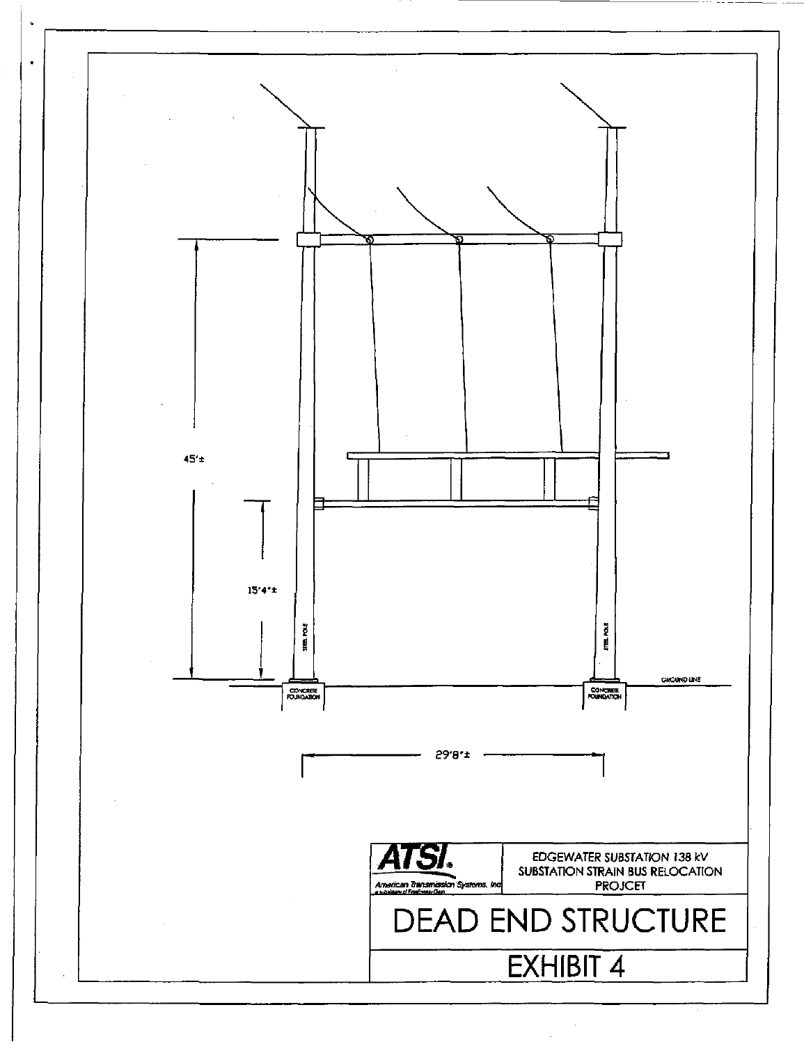45'±

15'4"±

STEEL POLE

STEEL POLE

GROUND LINE

CONCRETE FOUNDATION

CONCRETE FOUNDATION

29'8"±

**ATSI**
American Transmission Systems, Inc
a subsidiary of FirstEnergy Corp.

EDGEWATER SUBSTATION 138 kV
SUBSTATION STRAIN BUS RELOCATION
PROJCET

# DEAD END STRUCTURE

## EXHIBIT 4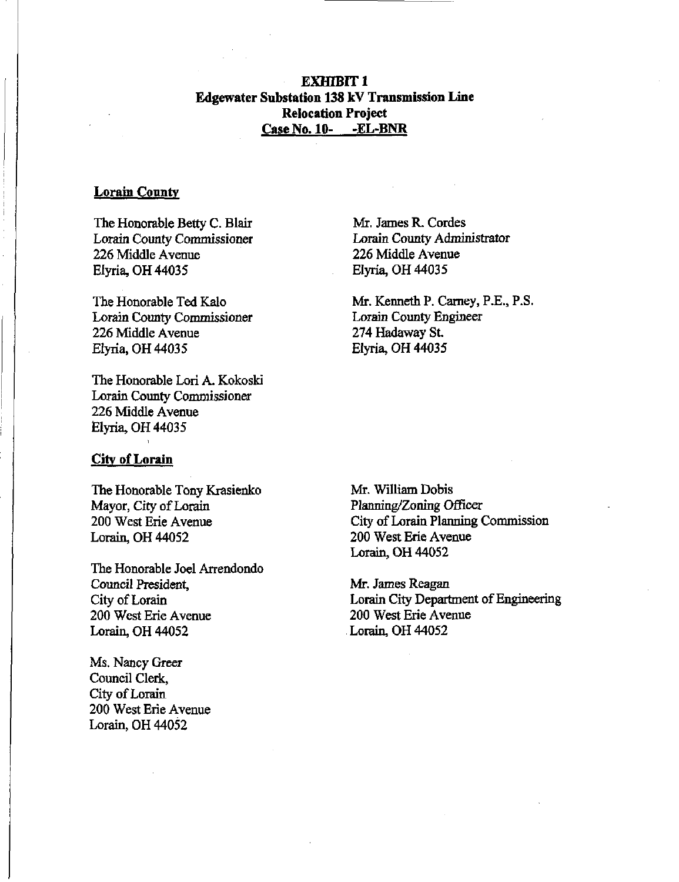**EXHIBIT 1**
**Edgewater Substation 138 kV Transmission Line**
**Relocation Project**
**Case No. 10- -EL-BNR**

**Lorain County**

The Honorable Betty C. Blair
Lorain County Commissioner
226 Middle Avenue
Elyria, OH 44035

The Honorable Ted Kalo
Lorain County Commissioner
226 Middle Avenue
Elyria, OH 44035

The Honorable Lori A. Kokoski
Lorain County Commissioner
226 Middle Avenue
Elyria, OH 44035

Mr. James R. Cordes
Lorain County Administrator
226 Middle Avenue
Elyria, OH 44035

Mr. Kenneth P. Carney, P.E., P.S.
Lorain County Engineer
274 Hadaway St.
Elyria, OH 44035

**City of Lorain**

The Honorable Tony Krasienko
Mayor, City of Lorain
200 West Erie Avenue
Lorain, OH 44052

The Honorable Joel Arrendondo
Council President,
City of Lorain
200 West Erie Avenue
Lorain, OH 44052

Ms. Nancy Greer
Council Clerk,
City of Lorain
200 West Erie Avenue
Lorain, OH 44052

Mr. William Dobis
Planning/Zoning Officer
City of Lorain Planning Commission
200 West Erie Avenue
Lorain, OH 44052

Mr. James Reagan
Lorain City Department of Engineering
200 West Erie Avenue
Lorain, OH 44052